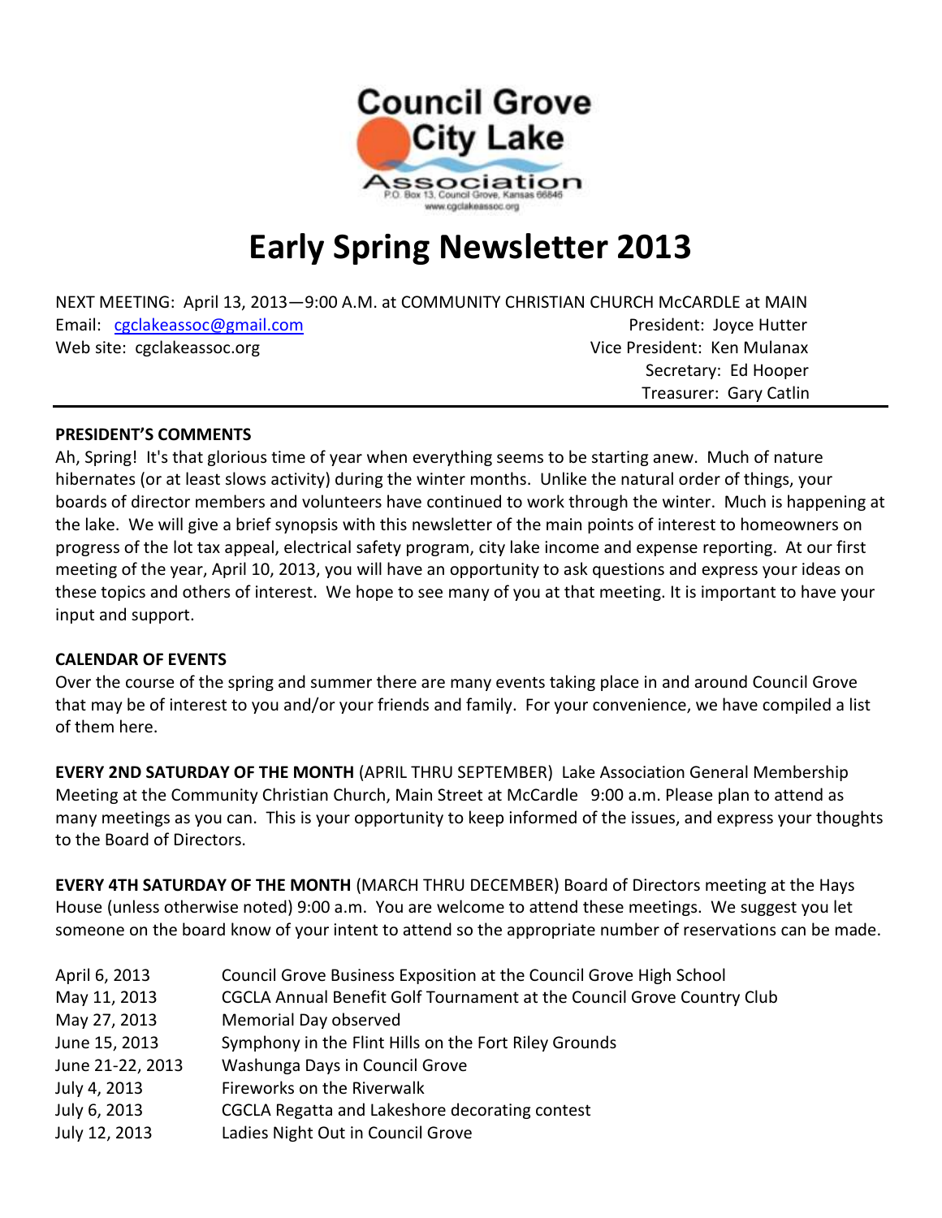Council Grove City Lake Association
P.O. Box 13, Council Grove, Kansas 66846
www.cgclakeassoc.org

# Early Spring Newsletter 2013

NEXT MEETING: April 13, 2013—9:00 A.M. at COMMUNITY CHRISTIAN CHURCH McCARDLE at MAIN

Email: cgclakeassoc@gmail.com

Web site: cgclakeassoc.org

President: Joyce Hutter
Vice President: Ken Mulanax
Secretary: Ed Hooper
Treasurer: Gary Catlin

---

**PRESIDENT'S COMMENTS**

Ah, Spring! It's that glorious time of year when everything seems to be starting anew. Much of nature hibernates (or at least slows activity) during the winter months. Unlike the natural order of things, your boards of director members and volunteers have continued to work through the winter. Much is happening at the lake. We will give a brief synopsis with this newsletter of the main points of interest to homeowners on progress of the lot tax appeal, electrical safety program, city lake income and expense reporting. At our first meeting of the year, April 10, 2013, you will have an opportunity to ask questions and express your ideas on these topics and others of interest. We hope to see many of you at that meeting. It is important to have your input and support.

**CALENDAR OF EVENTS**

Over the course of the spring and summer there are many events taking place in and around Council Grove that may be of interest to you and/or your friends and family. For your convenience, we have compiled a list of them here.

**EVERY 2ND SATURDAY OF THE MONTH** (APRIL THRU SEPTEMBER) Lake Association General Membership Meeting at the Community Christian Church, Main Street at McCardle 9:00 a.m. Please plan to attend as many meetings as you can. This is your opportunity to keep informed of the issues, and express your thoughts to the Board of Directors.

**EVERY 4TH SATURDAY OF THE MONTH** (MARCH THRU DECEMBER) Board of Directors meeting at the Hays House (unless otherwise noted) 9:00 a.m. You are welcome to attend these meetings. We suggest you let someone on the board know of your intent to attend so the appropriate number of reservations can be made.

| | |
|---|---|
| April 6, 2013 | Council Grove Business Exposition at the Council Grove High School |
| May 11, 2013 | CGCLA Annual Benefit Golf Tournament at the Council Grove Country Club |
| May 27, 2013 | Memorial Day observed |
| June 15, 2013 | Symphony in the Flint Hills on the Fort Riley Grounds |
| June 21-22, 2013 | Washunga Days in Council Grove |
| July 4, 2013 | Fireworks on the Riverwalk |
| July 6, 2013 | CGCLA Regatta and Lakeshore decorating contest |
| July 12, 2013 | Ladies Night Out in Council Grove |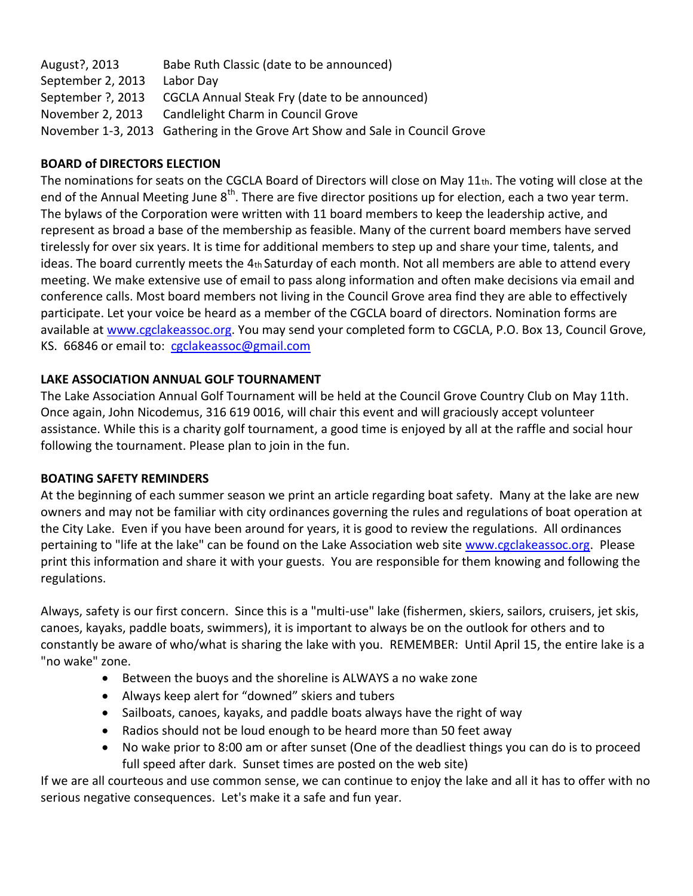| | |
|---|---|
| August?, 2013 | Babe Ruth Classic (date to be announced) |
| September 2, 2013 | Labor Day |
| September ?, 2013 | CGCLA Annual Steak Fry (date to be announced) |
| November 2, 2013 | Candlelight Charm in Council Grove |
| November 1-3, 2013 | Gathering in the Grove Art Show and Sale in Council Grove |

**BOARD of DIRECTORS ELECTION**

The nominations for seats on the CGCLA Board of Directors will close on May 11th. The voting will close at the end of the Annual Meeting June 8th. There are five director positions up for election, each a two year term. The bylaws of the Corporation were written with 11 board members to keep the leadership active, and represent as broad a base of the membership as feasible. Many of the current board members have served tirelessly for over six years. It is time for additional members to step up and share your time, talents, and ideas. The board currently meets the 4th Saturday of each month. Not all members are able to attend every meeting. We make extensive use of email to pass along information and often make decisions via email and conference calls. Most board members not living in the Council Grove area find they are able to effectively participate. Let your voice be heard as a member of the CGCLA board of directors. Nomination forms are available at www.cgclakeassoc.org. You may send your completed form to CGCLA, P.O. Box 13, Council Grove, KS. 66846 or email to: cgclakeassoc@gmail.com

**LAKE ASSOCIATION ANNUAL GOLF TOURNAMENT**

The Lake Association Annual Golf Tournament will be held at the Council Grove Country Club on May 11th. Once again, John Nicodemus, 316 619 0016, will chair this event and will graciously accept volunteer assistance. While this is a charity golf tournament, a good time is enjoyed by all at the raffle and social hour following the tournament. Please plan to join in the fun.

**BOATING SAFETY REMINDERS**

At the beginning of each summer season we print an article regarding boat safety. Many at the lake are new owners and may not be familiar with city ordinances governing the rules and regulations of boat operation at the City Lake. Even if you have been around for years, it is good to review the regulations. All ordinances pertaining to "life at the lake" can be found on the Lake Association web site www.cgclakeassoc.org. Please print this information and share it with your guests. You are responsible for them knowing and following the regulations.

Always, safety is our first concern. Since this is a "multi-use" lake (fishermen, skiers, sailors, cruisers, jet skis, canoes, kayaks, paddle boats, swimmers), it is important to always be on the outlook for others and to constantly be aware of who/what is sharing the lake with you. REMEMBER: Until April 15, the entire lake is a "no wake" zone.

- Between the buoys and the shoreline is ALWAYS a no wake zone
- Always keep alert for "downed" skiers and tubers
- Sailboats, canoes, kayaks, and paddle boats always have the right of way
- Radios should not be loud enough to be heard more than 50 feet away
- No wake prior to 8:00 am or after sunset (One of the deadliest things you can do is to proceed full speed after dark. Sunset times are posted on the web site)

If we are all courteous and use common sense, we can continue to enjoy the lake and all it has to offer with no serious negative consequences. Let's make it a safe and fun year.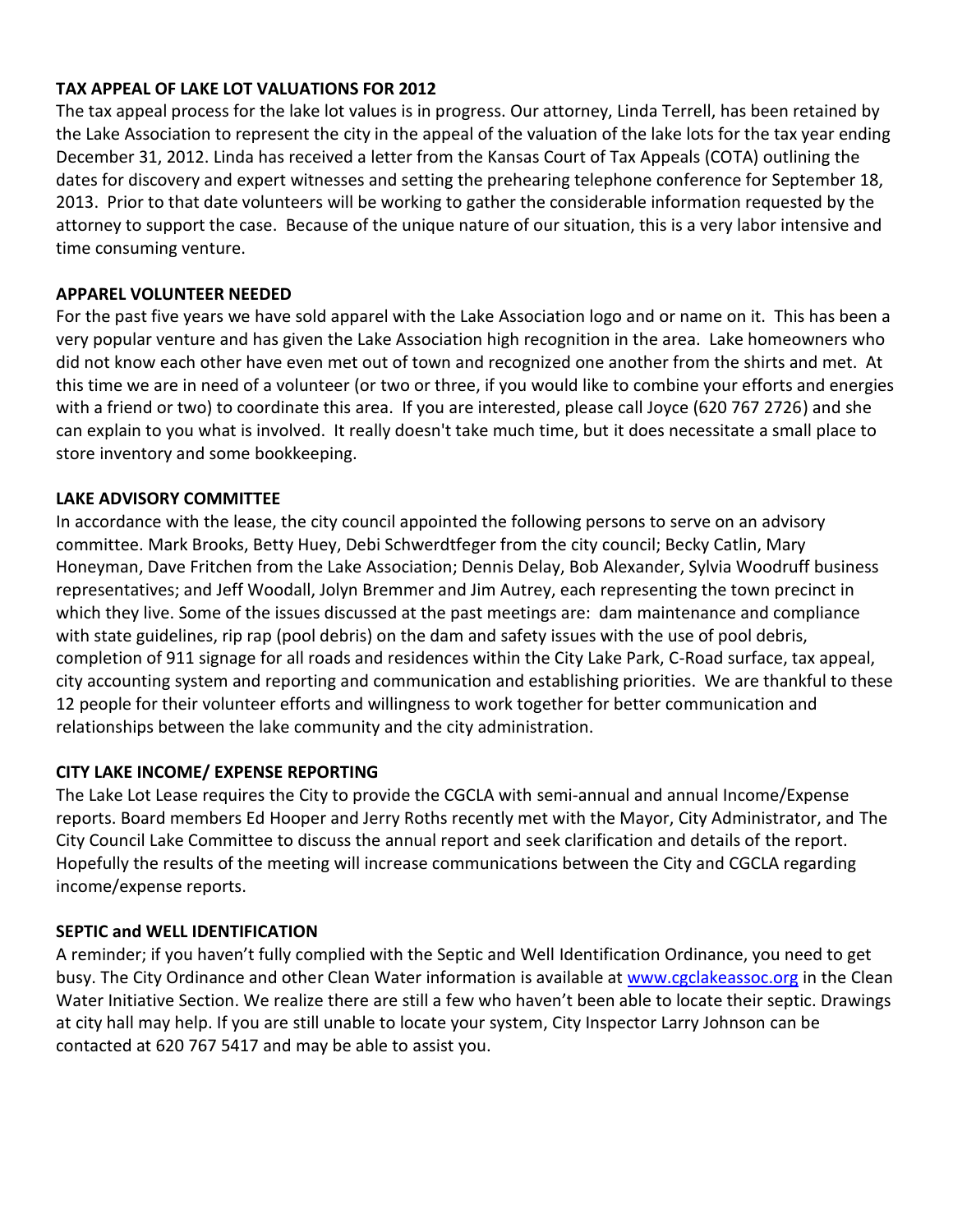**TAX APPEAL OF LAKE LOT VALUATIONS FOR 2012**

The tax appeal process for the lake lot values is in progress. Our attorney, Linda Terrell, has been retained by the Lake Association to represent the city in the appeal of the valuation of the lake lots for the tax year ending December 31, 2012. Linda has received a letter from the Kansas Court of Tax Appeals (COTA) outlining the dates for discovery and expert witnesses and setting the prehearing telephone conference for September 18, 2013. Prior to that date volunteers will be working to gather the considerable information requested by the attorney to support the case. Because of the unique nature of our situation, this is a very labor intensive and time consuming venture.

**APPAREL VOLUNTEER NEEDED**

For the past five years we have sold apparel with the Lake Association logo and or name on it. This has been a very popular venture and has given the Lake Association high recognition in the area. Lake homeowners who did not know each other have even met out of town and recognized one another from the shirts and met. At this time we are in need of a volunteer (or two or three, if you would like to combine your efforts and energies with a friend or two) to coordinate this area. If you are interested, please call Joyce (620 767 2726) and she can explain to you what is involved. It really doesn't take much time, but it does necessitate a small place to store inventory and some bookkeeping.

**LAKE ADVISORY COMMITTEE**

In accordance with the lease, the city council appointed the following persons to serve on an advisory committee. Mark Brooks, Betty Huey, Debi Schwerdtfeger from the city council; Becky Catlin, Mary Honeyman, Dave Fritchen from the Lake Association; Dennis Delay, Bob Alexander, Sylvia Woodruff business representatives; and Jeff Woodall, Jolyn Bremmer and Jim Autrey, each representing the town precinct in which they live. Some of the issues discussed at the past meetings are: dam maintenance and compliance with state guidelines, rip rap (pool debris) on the dam and safety issues with the use of pool debris, completion of 911 signage for all roads and residences within the City Lake Park, C-Road surface, tax appeal, city accounting system and reporting and communication and establishing priorities. We are thankful to these 12 people for their volunteer efforts and willingness to work together for better communication and relationships between the lake community and the city administration.

**CITY LAKE INCOME/ EXPENSE REPORTING**

The Lake Lot Lease requires the City to provide the CGCLA with semi-annual and annual Income/Expense reports. Board members Ed Hooper and Jerry Roths recently met with the Mayor, City Administrator, and The City Council Lake Committee to discuss the annual report and seek clarification and details of the report. Hopefully the results of the meeting will increase communications between the City and CGCLA regarding income/expense reports.

**SEPTIC and WELL IDENTIFICATION**

A reminder; if you haven't fully complied with the Septic and Well Identification Ordinance, you need to get busy. The City Ordinance and other Clean Water information is available at www.cgclakeassoc.org in the Clean Water Initiative Section. We realize there are still a few who haven't been able to locate their septic. Drawings at city hall may help. If you are still unable to locate your system, City Inspector Larry Johnson can be contacted at 620 767 5417 and may be able to assist you.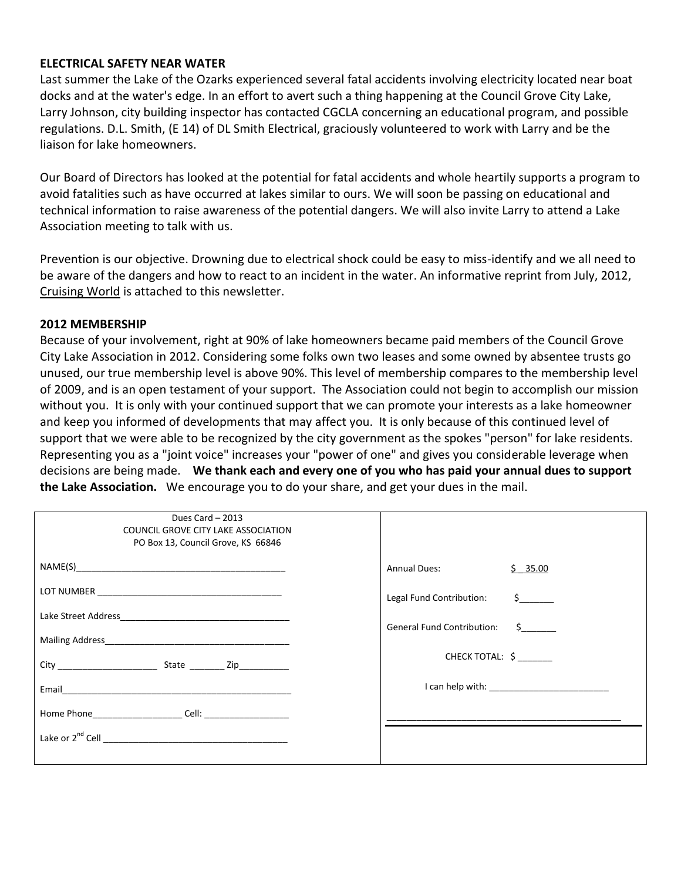## ELECTRICAL SAFETY NEAR WATER

Last summer the Lake of the Ozarks experienced several fatal accidents involving electricity located near boat docks and at the water's edge. In an effort to avert such a thing happening at the Council Grove City Lake, Larry Johnson, city building inspector has contacted CGCLA concerning an educational program, and possible regulations. D.L. Smith, (E 14) of DL Smith Electrical, graciously volunteered to work with Larry and be the liaison for lake homeowners.

Our Board of Directors has looked at the potential for fatal accidents and whole heartily supports a program to avoid fatalities such as have occurred at lakes similar to ours. We will soon be passing on educational and technical information to raise awareness of the potential dangers. We will also invite Larry to attend a Lake Association meeting to talk with us.

Prevention is our objective. Drowning due to electrical shock could be easy to miss-identify and we all need to be aware of the dangers and how to react to an incident in the water. An informative reprint from July, 2012, Cruising World is attached to this newsletter.

## 2012 MEMBERSHIP

Because of your involvement, right at 90% of lake homeowners became paid members of the Council Grove City Lake Association in 2012. Considering some folks own two leases and some owned by absentee trusts go unused, our true membership level is above 90%. This level of membership compares to the membership level of 2009, and is an open testament of your support. The Association could not begin to accomplish our mission without you. It is only with your continued support that we can promote your interests as a lake homeowner and keep you informed of developments that may affect you. It is only because of this continued level of support that we were able to be recognized by the city government as the spokes "person" for lake residents. Representing you as a "joint voice" increases your "power of one" and gives you considerable leverage when decisions are being made. **We thank each and every one of you who has paid your annual dues to support the Lake Association.** We encourage you to do your share, and get your dues in the mail.

| Dues Card – 2013<br>COUNCIL GROVE CITY LAKE ASSOCIATION<br>PO Box 13, Council Grove, KS 66846 | |
|---|---|
| NAME(S)________________________________________ | Annual Dues: $ 35.00 |
| LOT NUMBER ____________________________________ | Legal Fund Contribution: $_______ |
| Lake Street Address________________________________ | General Fund Contribution: $_______ |
| Mailing Address____________________________________ | CHECK TOTAL: $ _______ |
| City ___________________ State _______ Zip_________ | I can help with: ________________________ |
| Email__________________________________________ | ______________________________________________ |
| Home Phone_________________ Cell: ________________ | |
| Lake or 2nd Cell ___________________________________ | |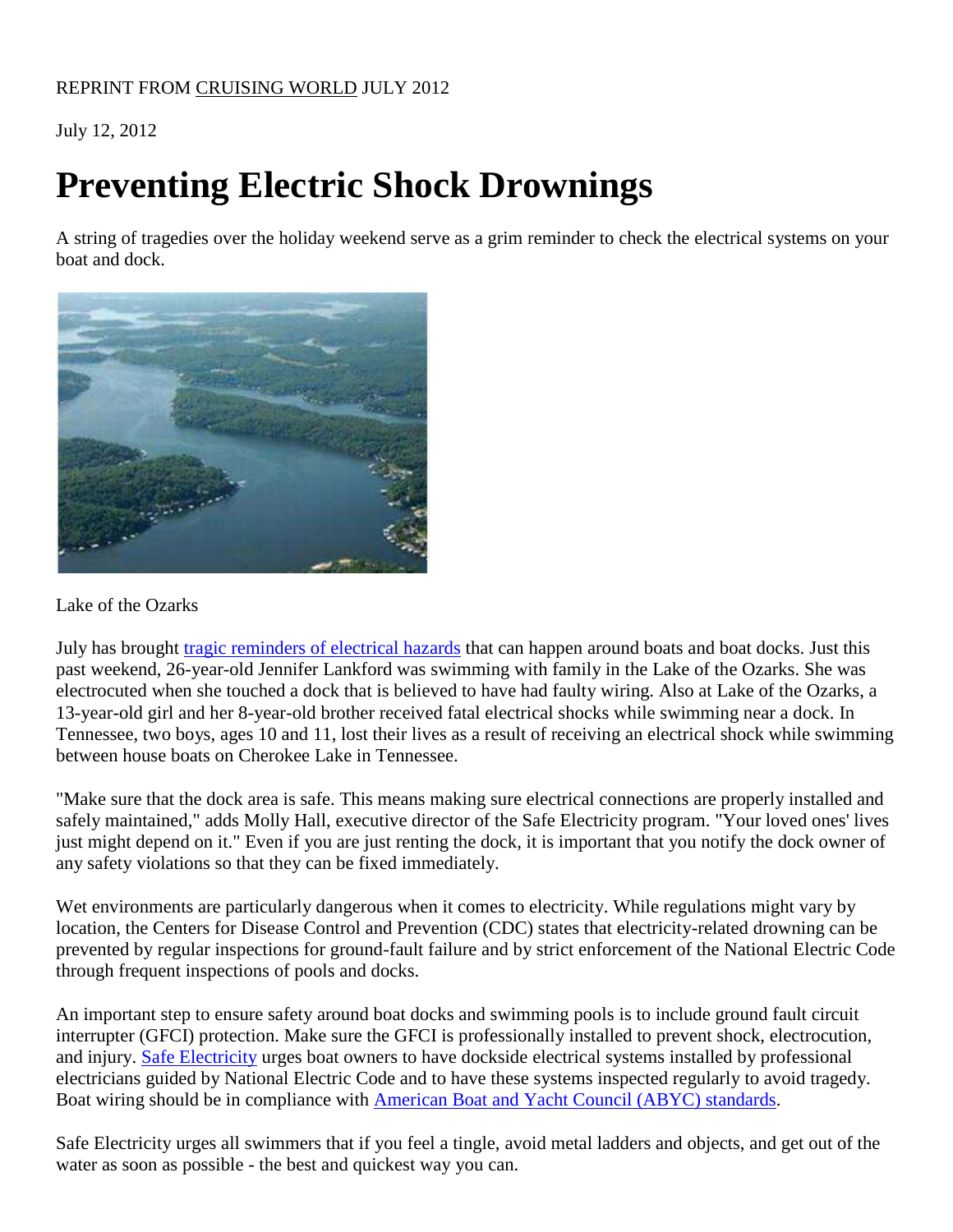REPRINT FROM CRUISING WORLD JULY 2012

July 12, 2012

# Preventing Electric Shock Drownings

A string of tragedies over the holiday weekend serve as a grim reminder to check the electrical systems on your boat and dock.

Lake of the Ozarks

July has brought tragic reminders of electrical hazards that can happen around boats and boat docks. Just this past weekend, 26-year-old Jennifer Lankford was swimming with family in the Lake of the Ozarks. She was electrocuted when she touched a dock that is believed to have had faulty wiring. Also at Lake of the Ozarks, a 13-year-old girl and her 8-year-old brother received fatal electrical shocks while swimming near a dock. In Tennessee, two boys, ages 10 and 11, lost their lives as a result of receiving an electrical shock while swimming between house boats on Cherokee Lake in Tennessee.

"Make sure that the dock area is safe. This means making sure electrical connections are properly installed and safely maintained," adds Molly Hall, executive director of the Safe Electricity program. "Your loved ones' lives just might depend on it." Even if you are just renting the dock, it is important that you notify the dock owner of any safety violations so that they can be fixed immediately.

Wet environments are particularly dangerous when it comes to electricity. While regulations might vary by location, the Centers for Disease Control and Prevention (CDC) states that electricity-related drowning can be prevented by regular inspections for ground-fault failure and by strict enforcement of the National Electric Code through frequent inspections of pools and docks.

An important step to ensure safety around boat docks and swimming pools is to include ground fault circuit interrupter (GFCI) protection. Make sure the GFCI is professionally installed to prevent shock, electrocution, and injury. Safe Electricity urges boat owners to have dockside electrical systems installed by professional electricians guided by National Electric Code and to have these systems inspected regularly to avoid tragedy. Boat wiring should be in compliance with American Boat and Yacht Council (ABYC) standards.

Safe Electricity urges all swimmers that if you feel a tingle, avoid metal ladders and objects, and get out of the water as soon as possible - the best and quickest way you can.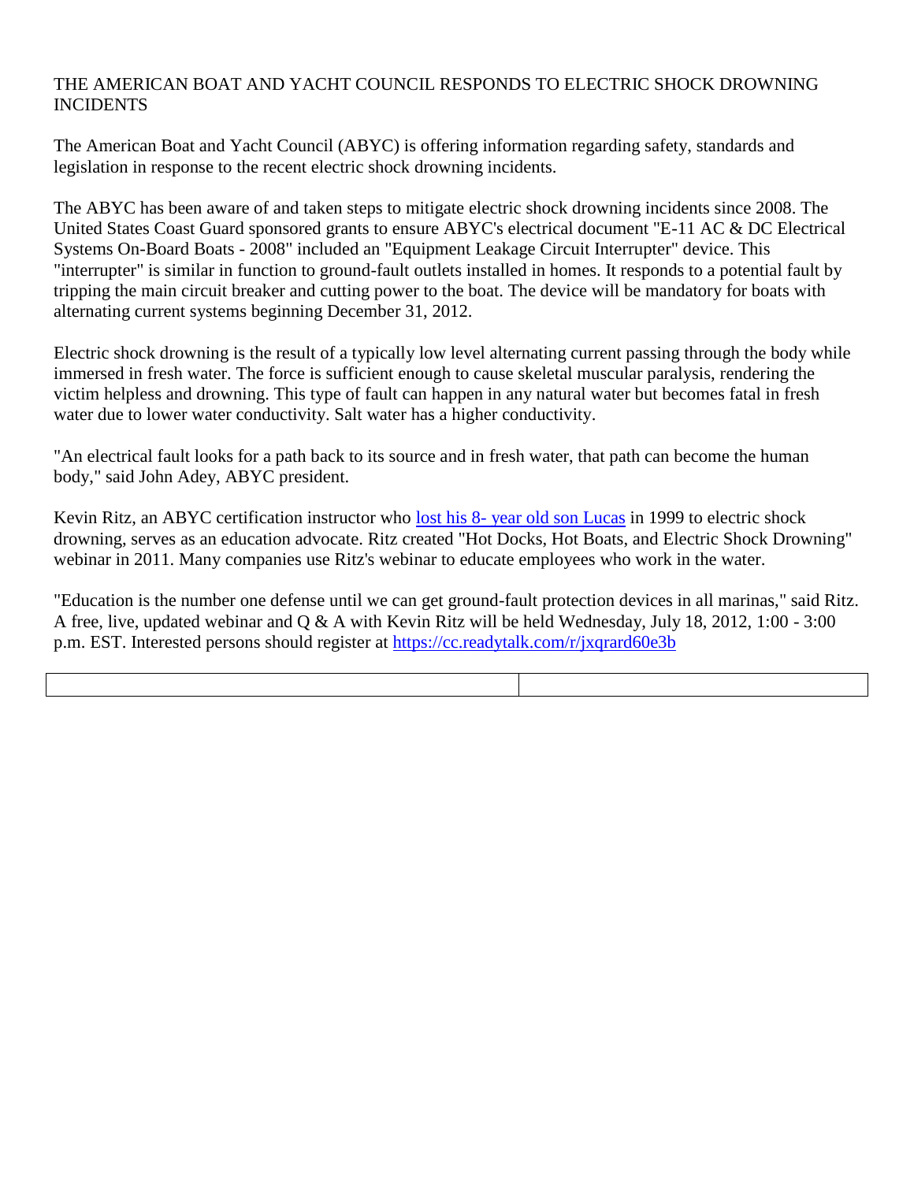# THE AMERICAN BOAT AND YACHT COUNCIL RESPONDS TO ELECTRIC SHOCK DROWNING INCIDENTS

The American Boat and Yacht Council (ABYC) is offering information regarding safety, standards and legislation in response to the recent electric shock drowning incidents.

The ABYC has been aware of and taken steps to mitigate electric shock drowning incidents since 2008. The United States Coast Guard sponsored grants to ensure ABYC's electrical document "E-11 AC & DC Electrical Systems On-Board Boats - 2008" included an "Equipment Leakage Circuit Interrupter" device. This "interrupter" is similar in function to ground-fault outlets installed in homes. It responds to a potential fault by tripping the main circuit breaker and cutting power to the boat. The device will be mandatory for boats with alternating current systems beginning December 31, 2012.

Electric shock drowning is the result of a typically low level alternating current passing through the body while immersed in fresh water. The force is sufficient enough to cause skeletal muscular paralysis, rendering the victim helpless and drowning. This type of fault can happen in any natural water but becomes fatal in fresh water due to lower water conductivity. Salt water has a higher conductivity.

"An electrical fault looks for a path back to its source and in fresh water, that path can become the human body," said John Adey, ABYC president.

Kevin Ritz, an ABYC certification instructor who lost his 8- year old son Lucas in 1999 to electric shock drowning, serves as an education advocate. Ritz created "Hot Docks, Hot Boats, and Electric Shock Drowning" webinar in 2011. Many companies use Ritz's webinar to educate employees who work in the water.

"Education is the number one defense until we can get ground-fault protection devices in all marinas," said Ritz. A free, live, updated webinar and Q & A with Kevin Ritz will be held Wednesday, July 18, 2012, 1:00 - 3:00 p.m. EST. Interested persons should register at https://cc.readytalk.com/r/jxqrard60e3b